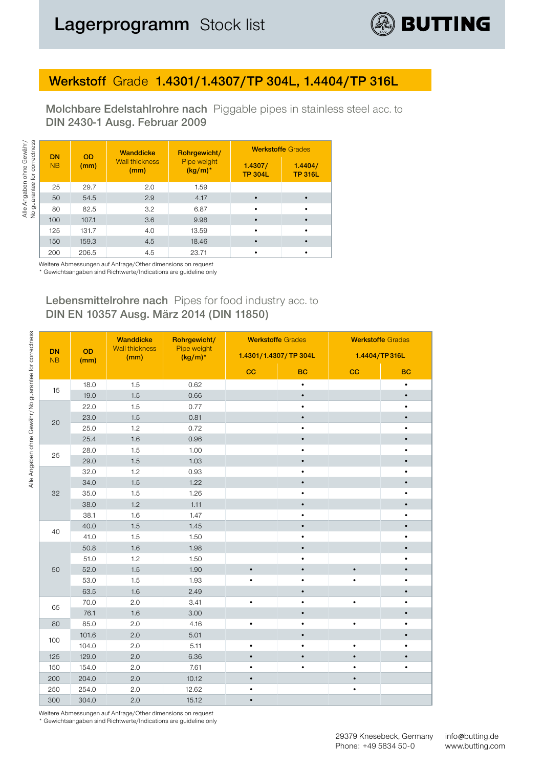# Lagerprogramm Stock list

BUTTING

## Werkstoff Grade 1.4301/1.4307/TP 304L, 1.4404/TP 316L

### Molchbare Edelstahlrohre nach Piggable pipes in stainless steel acc. to DIN 2430-1 Ausg. Februar 2009

Alle Angaben ohne Gewähr/ No guarantee for correctness

| DN NB | OD (mm) | Wanddicke Wall thickness (mm) | Rohrgewicht/ Pipe weight (kg/m)* | Werkstoffe Grades | |
|---|---|---|---|---|---|
| | | | | 1.4307/ TP 304L | 1.4404/ TP 316L |
| 25 | 29.7 | 2.0 | 1.59 | | |
| 50 | 54.5 | 2.9 | 4.17 | • | • |
| 80 | 82.5 | 3.2 | 6.87 | • | • |
| 100 | 107.1 | 3.6 | 9.98 | • | • |
| 125 | 131.7 | 4.0 | 13.59 | • | • |
| 150 | 159.3 | 4.5 | 18.46 | • | • |
| 200 | 206.5 | 4.5 | 23.71 | • | • |

Weitere Abmessungen auf Anfrage/Other dimensions on request
* Gewichtsangaben sind Richtwerte/Indications are guideline only

### Lebensmittelrohre nach Pipes for food industry acc. to DIN EN 10357 Ausg. März 2014 (DIN 11850)

Alle Angaben ohne Gewähr/No guarantee for correctness

| DN NB | OD (mm) | Wanddicke Wall thickness (mm) | Rohrgewicht/ Pipe weight (kg/m)* | Werkstoffe Grades 1.4301/1.4307/TP 304L | | Werkstoffe Grades 1.4404/TP 316L | |
|---|---|---|---|---|---|---|---|
| | | | | CC | BC | CC | BC |
| 15 | 18.0 | 1.5 | 0.62 | | • | | • |
| | 19.0 | 1.5 | 0.66 | | • | | • |
| 20 | 22.0 | 1.5 | 0.77 | | • | | • |
| | 23.0 | 1.5 | 0.81 | | • | | • |
| | 25.0 | 1.2 | 0.72 | | • | | • |
| | 25.4 | 1.6 | 0.96 | | • | | • |
| 25 | 28.0 | 1.5 | 1.00 | | • | | • |
| | 29.0 | 1.5 | 1.03 | | • | | • |
| 32 | 32.0 | 1.2 | 0.93 | | • | | • |
| | 34.0 | 1.5 | 1.22 | | • | | • |
| | 35.0 | 1.5 | 1.26 | | • | | • |
| | 38.0 | 1.2 | 1.11 | | • | | • |
| | 38.1 | 1.6 | 1.47 | | • | | • |
| 40 | 40.0 | 1.5 | 1.45 | | • | | • |
| | 41.0 | 1.5 | 1.50 | | • | | • |
| 50 | 50.8 | 1.6 | 1.98 | | • | | • |
| | 51.0 | 1.2 | 1.50 | | • | | • |
| | 52.0 | 1.5 | 1.90 | • | • | • | • |
| | 53.0 | 1.5 | 1.93 | • | • | • | • |
| | 63.5 | 1.6 | 2.49 | | • | | • |
| 65 | 70.0 | 2.0 | 3.41 | • | • | • | • |
| | 76.1 | 1.6 | 3.00 | | • | | • |
| 80 | 85.0 | 2.0 | 4.16 | • | • | • | • |
| 100 | 101.6 | 2.0 | 5.01 | | • | | • |
| | 104.0 | 2.0 | 5.11 | • | • | • | • |
| 125 | 129.0 | 2.0 | 6.36 | • | • | • | • |
| 150 | 154.0 | 2.0 | 7.61 | • | • | • | • |
| 200 | 204.0 | 2.0 | 10.12 | • | | • | |
| 250 | 254.0 | 2.0 | 12.62 | • | | • | |
| 300 | 304.0 | 2.0 | 15.12 | • | | | |

Weitere Abmessungen auf Anfrage/Other dimensions on request
* Gewichtsangaben sind Richtwerte/Indications are guideline only

29379 Knesebeck, Germany
Phone: +49 5834 50-0

info@butting.de
www.butting.com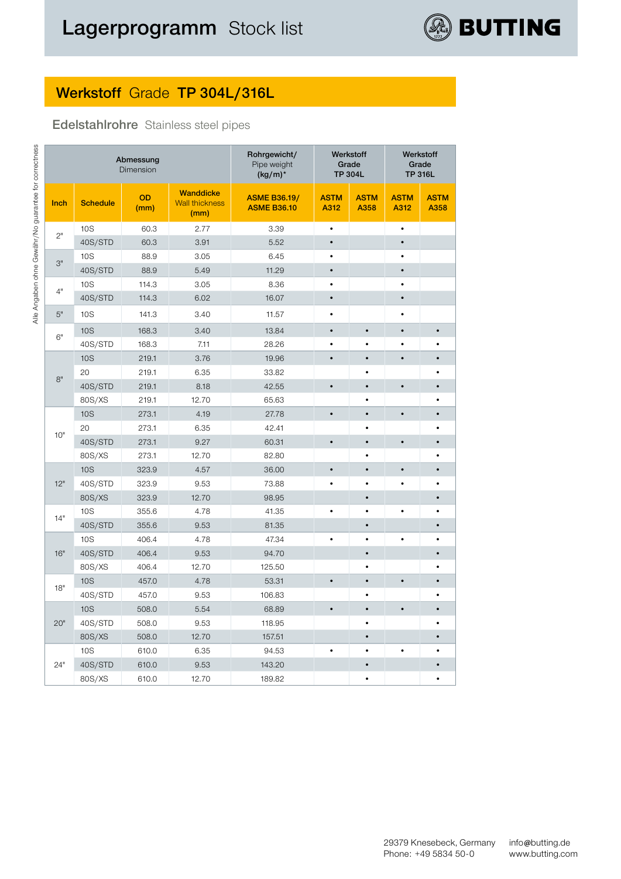# Lagerprogramm Stock list

## Werkstoff Grade TP 304L/316L

### Edelstahlrohre Stainless steel pipes

| Abmessung Dimension | | | | Rohrgewicht/ Pipe weight (kg/m)* | Werkstoff Grade TP 304L | | Werkstoff Grade TP 316L | |
|---|---|---|---|---|---|---|---|---|
| Inch | Schedule | OD (mm) | Wanddicke Wall thickness (mm) | ASME B36.19/ ASME B36.10 | ASTM A312 | ASTM A358 | ASTM A312 | ASTM A358 |
| 2" | 10S | 60.3 | 2.77 | 3.39 | • | | • | |
| | 40S/STD | 60.3 | 3.91 | 5.52 | • | | • | |
| 3" | 10S | 88.9 | 3.05 | 6.45 | • | | • | |
| | 40S/STD | 88.9 | 5.49 | 11.29 | • | | • | |
| 4" | 10S | 114.3 | 3.05 | 8.36 | • | | • | |
| | 40S/STD | 114.3 | 6.02 | 16.07 | • | | • | |
| 5" | 10S | 141.3 | 3.40 | 11.57 | • | | • | |
| 6" | 10S | 168.3 | 3.40 | 13.84 | • | • | • | • |
| | 40S/STD | 168.3 | 7.11 | 28.26 | • | • | • | • |
| 8" | 10S | 219.1 | 3.76 | 19.96 | • | • | • | • |
| | 20 | 219.1 | 6.35 | 33.82 | | • | | • |
| | 40S/STD | 219.1 | 8.18 | 42.55 | • | • | • | • |
| | 80S/XS | 219.1 | 12.70 | 65.63 | | • | | • |
| 10" | 10S | 273.1 | 4.19 | 27.78 | • | • | • | • |
| | 20 | 273.1 | 6.35 | 42.41 | | • | | • |
| | 40S/STD | 273.1 | 9.27 | 60.31 | • | • | • | • |
| | 80S/XS | 273.1 | 12.70 | 82.80 | | • | | • |
| 12" | 10S | 323.9 | 4.57 | 36.00 | • | • | • | • |
| | 40S/STD | 323.9 | 9.53 | 73.88 | • | • | • | • |
| | 80S/XS | 323.9 | 12.70 | 98.95 | | • | | • |
| 14" | 10S | 355.6 | 4.78 | 41.35 | • | • | • | • |
| | 40S/STD | 355.6 | 9.53 | 81.35 | | • | | • |
| 16" | 10S | 406.4 | 4.78 | 47.34 | • | • | • | • |
| | 40S/STD | 406.4 | 9.53 | 94.70 | | • | | • |
| | 80S/XS | 406.4 | 12.70 | 125.50 | | • | | • |
| 18" | 10S | 457.0 | 4.78 | 53.31 | • | • | • | • |
| | 40S/STD | 457.0 | 9.53 | 106.83 | | • | | • |
| 20" | 10S | 508.0 | 5.54 | 68.89 | • | • | • | • |
| | 40S/STD | 508.0 | 9.53 | 118.95 | | • | | • |
| | 80S/XS | 508.0 | 12.70 | 157.51 | | • | | • |
| 24" | 10S | 610.0 | 6.35 | 94.53 | • | • | • | • |
| | 40S/STD | 610.0 | 9.53 | 143.20 | | • | | • |
| | 80S/XS | 610.0 | 12.70 | 189.82 | | • | | • |

Alle Angaben ohne Gewähr/No guarantee for correctness

29379 Knesebeck, Germany
Phone: +49 5834 50-0

info@butting.de
www.butting.com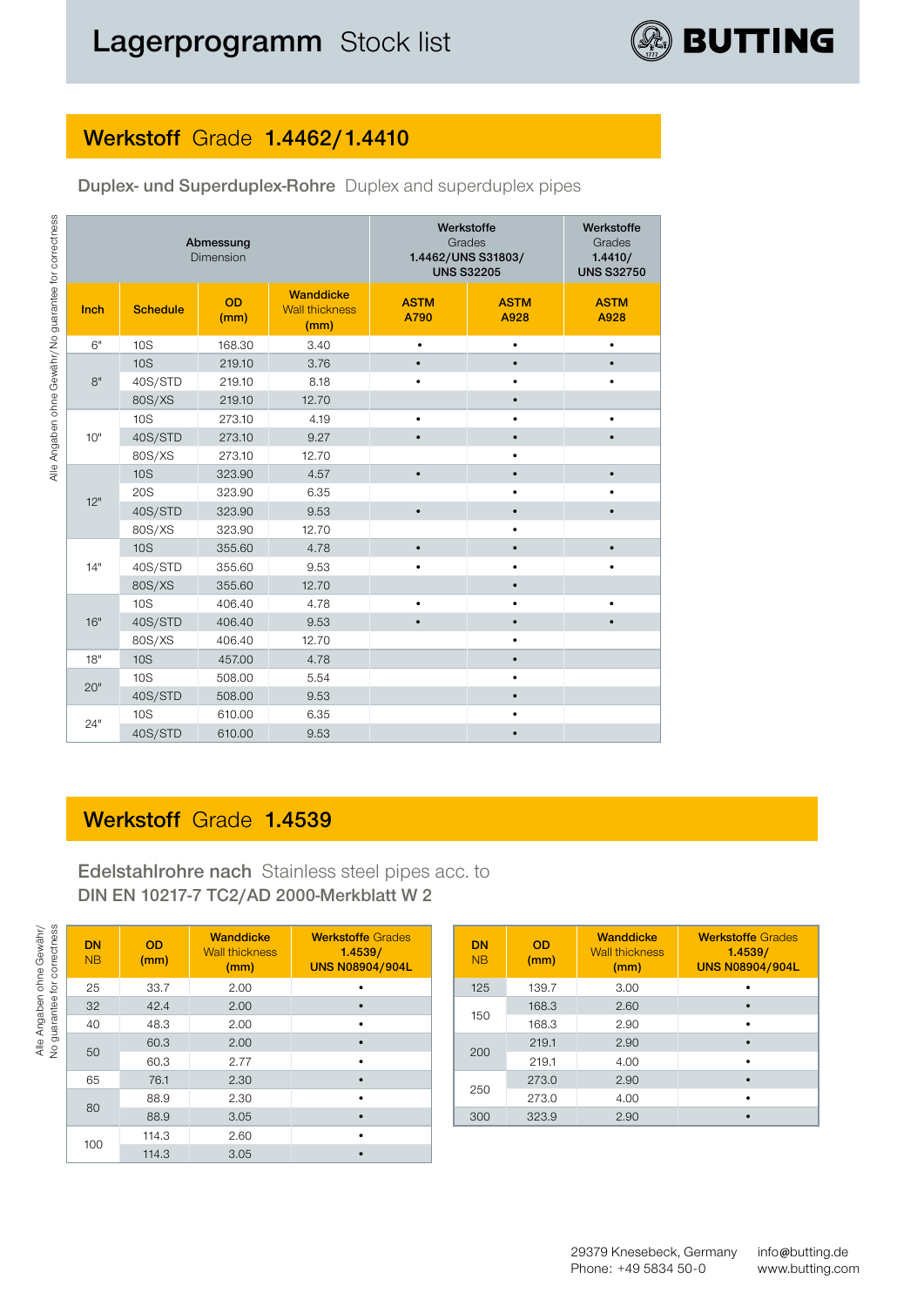# Lagerprogramm Stock list

## Werkstoff Grade 1.4462/1.4410

### Duplex- und Superduplex-Rohre Duplex and superduplex pipes

Alle Angaben ohne Gewähr/ No guarantee for correctness

| Abmessung Dimension | | | | Werkstoffe Grades 1.4462/UNS S31803/ UNS S32205 | | Werkstoffe Grades 1.4410/ UNS S32750 |
|---|---|---|---|---|---|---|
| **Inch** | **Schedule** | **OD (mm)** | **Wanddicke Wall thickness (mm)** | **ASTM A790** | **ASTM A928** | **ASTM A928** |
| 6" | 10S | 168.30 | 3.40 | • | • | • |
| 8" | 10S | 219.10 | 3.76 | • | • | • |
| | 40S/STD | 219.10 | 8.18 | • | • | • |
| | 80S/XS | 219.10 | 12.70 | | • | |
| 10" | 10S | 273.10 | 4.19 | • | • | • |
| | 40S/STD | 273.10 | 9.27 | • | • | • |
| | 80S/XS | 273.10 | 12.70 | | • | |
| 12" | 10S | 323.90 | 4.57 | • | • | • |
| | 20S | 323.90 | 6.35 | | • | • |
| | 40S/STD | 323.90 | 9.53 | • | • | • |
| | 80S/XS | 323.90 | 12.70 | | • | |
| 14" | 10S | 355.60 | 4.78 | • | • | • |
| | 40S/STD | 355.60 | 9.53 | • | • | • |
| | 80S/XS | 355.60 | 12.70 | | • | |
| 16" | 10S | 406.40 | 4.78 | • | • | • |
| | 40S/STD | 406.40 | 9.53 | • | • | • |
| | 80S/XS | 406.40 | 12.70 | | • | |
| 18" | 10S | 457.00 | 4.78 | | • | |
| 20" | 10S | 508.00 | 5.54 | | • | |
| | 40S/STD | 508.00 | 9.53 | | • | |
| 24" | 10S | 610.00 | 6.35 | | • | |
| | 40S/STD | 610.00 | 9.53 | | • | |

## Werkstoff Grade 1.4539

### Edelstahlrohre nach Stainless steel pipes acc. to DIN EN 10217-7 TC2/AD 2000-Merkblatt W 2

Alle Angaben ohne Gewähr/ No guarantee for correctness

| DN NB | OD (mm) | Wanddicke Wall thickness (mm) | Werkstoffe Grades 1.4539/ UNS N08904/904L |
|---|---|---|---|
| 25 | 33.7 | 2.00 | • |
| 32 | 42.4 | 2.00 | • |
| 40 | 48.3 | 2.00 | • |
| 50 | 60.3 | 2.00 | • |
| | 60.3 | 2.77 | • |
| 65 | 76.1 | 2.30 | • |
| 80 | 88.9 | 2.30 | • |
| | 88.9 | 3.05 | • |
| 100 | 114.3 | 2.60 | • |
| | 114.3 | 3.05 | • |

| DN NB | OD (mm) | Wanddicke Wall thickness (mm) | Werkstoffe Grades 1.4539/ UNS N08904/904L |
|---|---|---|---|
| 125 | 139.7 | 3.00 | • |
| 150 | 168.3 | 2.60 | • |
| | 168.3 | 2.90 | • |
| 200 | 219.1 | 2.90 | • |
| | 219.1 | 4.00 | • |
| 250 | 273.0 | 2.90 | • |
| | 273.0 | 4.00 | • |
| 300 | 323.9 | 2.90 | • |

29379 Knesebeck, Germany
Phone: +49 5834 50-0
info@butting.de
www.butting.com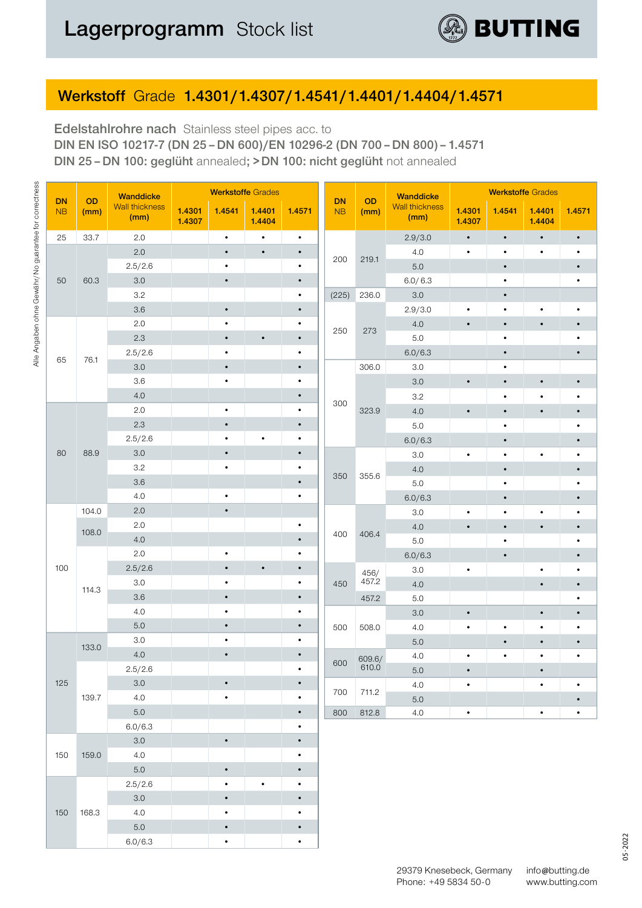# Lagerprogramm Stock list

## Werkstoff Grade 1.4301/1.4307/1.4541/1.4401/1.4404/1.4571

**Edelstahlrohre nach** Stainless steel pipes acc. to
**DIN EN ISO 10217-7 (DN 25 – DN 600)/EN 10296-2 (DN 700 – DN 800) – 1.4571**
**DIN 25 – DN 100: geglüht** annealed**; > DN 100: nicht geglüht** not annealed

| DN NB | OD (mm) | Wanddicke Wall thickness (mm) | Werkstoffe Grades 1.4301 1.4307 | 1.4541 | 1.4401 1.4404 | 1.4571 |
|---|---|---|---|---|---|---|
| 25 | 33.7 | 2.0 | | • | • | • |
| 50 | 60.3 | 2.0 | | • | • | • |
| | | 2.5/2.6 | | • | | • |
| | | 3.0 | | • | | • |
| | | 3.2 | | | | • |
| | | 3.6 | | • | | • |
| 65 | 76.1 | 2.0 | | • | | • |
| | | 2.3 | | • | • | • |
| | | 2.5/2.6 | | • | | • |
| | | 3.0 | | • | | • |
| | | 3.6 | | • | | • |
| | | 4.0 | | | | • |
| 80 | 88.9 | 2.0 | | • | | • |
| | | 2.3 | | • | | • |
| | | 2.5/2.6 | | • | • | • |
| | | 3.0 | | • | | • |
| | | 3.2 | | • | | • |
| | | 3.6 | | | | • |
| | | 4.0 | | • | | • |
| 100 | 104.0 | 2.0 | | • | | |
| | 108.0 | 2.0 | | | | • |
| | | 4.0 | | | | • |
| | 114.3 | 2.0 | | • | | • |
| | | 2.5/2.6 | | • | • | • |
| | | 3.0 | | • | | • |
| | | 3.6 | | • | | • |
| | | 4.0 | | • | | • |
| | | 5.0 | | • | | • |
| 125 | 133.0 | 3.0 | | • | | • |
| | | 4.0 | | • | | • |
| | 139.7 | 2.5/2.6 | | | | • |
| | | 3.0 | | • | | • |
| | | 4.0 | | • | | • |
| | | 5.0 | | | | • |
| | | 6.0/6.3 | | | | • |
| 150 | 159.0 | 3.0 | | • | | • |
| | | 4.0 | | | | • |
| | | 5.0 | | • | | • |
| 150 | 168.3 | 2.5/2.6 | | • | • | • |
| | | 3.0 | | • | | • |
| | | 4.0 | | • | | • |
| | | 5.0 | | • | | • |
| | | 6.0/6.3 | | • | | • |

| DN NB | OD (mm) | Wanddicke Wall thickness (mm) | Werkstoffe Grades 1.4301 1.4307 | 1.4541 | 1.4401 1.4404 | 1.4571 |
|---|---|---|---|---|---|---|
| 200 | 219.1 | 2.9/3.0 | • | • | • | • |
| | | 4.0 | • | • | • | • |
| | | 5.0 | | • | | • |
| | | 6.0/6.3 | | • | | • |
| (225) | 236.0 | 3.0 | | • | | |
| 250 | 273 | 2.9/3.0 | • | • | • | • |
| | | 4.0 | • | • | • | • |
| | | 5.0 | | • | | • |
| | | 6.0/6.3 | | • | | • |
| 300 | 306.0 | 3.0 | | • | | |
| | 323.9 | 3.0 | • | • | • | • |
| | | 3.2 | | • | • | • |
| | | 4.0 | • | • | • | • |
| | | 5.0 | | • | | • |
| | | 6.0/6.3 | | • | | • |
| 350 | 355.6 | 3.0 | • | • | • | • |
| | | 4.0 | | • | | • |
| | | 5.0 | | • | | • |
| | | 6.0/6.3 | | • | | • |
| 400 | 406.4 | 3.0 | • | • | • | • |
| | | 4.0 | • | • | • | • |
| | | 5.0 | | • | | • |
| | | 6.0/6.3 | | • | | • |
| 450 | 456/457.2 | 3.0 | • | | • | • |
| | | 4.0 | | | • | • |
| | 457.2 | 5.0 | | | | • |
| 500 | 508.0 | 3.0 | • | | • | • |
| | | 4.0 | • | • | • | • |
| | | 5.0 | | • | • | • |
| 600 | 609.6/610.0 | 4.0 | • | • | • | • |
| | | 5.0 | • | | • | |
| 700 | 711.2 | 4.0 | • | | • | • |
| | | 5.0 | | | | • |
| 800 | 812.8 | 4.0 | • | | • | • |

Alle Angaben ohne Gewähr/No guarantee for correctness

29379 Knesebeck, Germany
Phone: +49 5834 50-0
info@butting.de
www.butting.com

05-2022